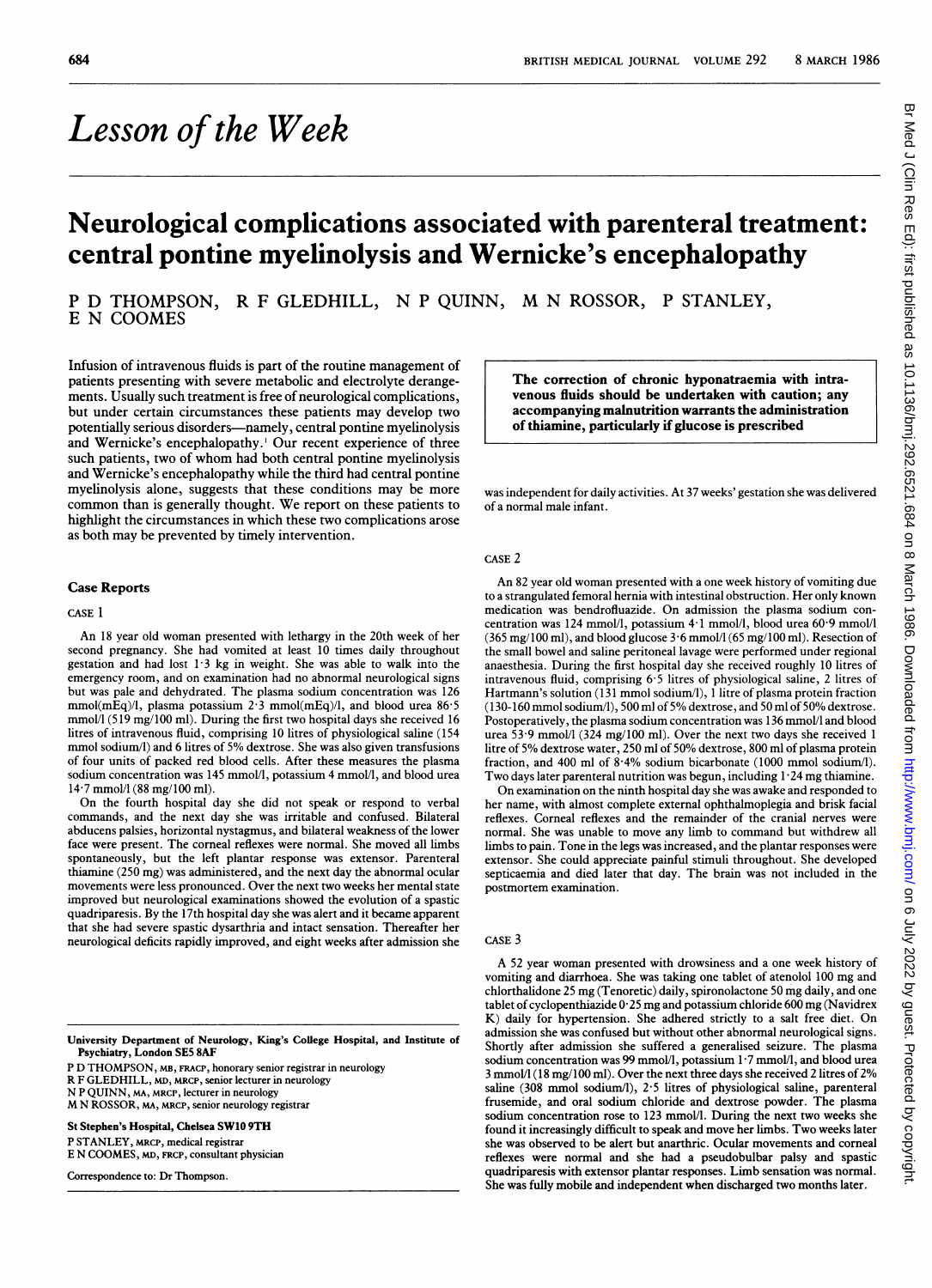# *Lesson of the Week*

## Neurological complications associated with parenteral treatment: central pontine myelinolysis and Wernicke's encephalopathy

P D THOMPSON, R F GLEDHILL, N P QUINN, M N ROSSOR, P STANLEY, E N COOMES

**The correction of chronic hyponatraemia with intravenous fluids should be undertaken with caution; any accompanying malnutrition warrants the administration of thiamine, particularly if glucose is prescribed**

Infusion of intravenous fluids is part of the routine management of patients presenting with severe metabolic and electrolyte derangements. Usually such treatment is free of neurological complications, but under certain circumstances these patients may develop two potentially serious disorders—namely, central pontine myelinolysis and Wernicke's encephalopathy.[1] Our recent experience of three such patients, two of whom had both central pontine myelinolysis and Wernicke's encephalopathy while the third had central pontine myelinolysis alone, suggests that these conditions may be more common than is generally thought. We report on these patients to highlight the circumstances in which these two complications arose as both may be prevented by timely intervention.

### Case Reports

CASE 1

An 18 year old woman presented with lethargy in the 20th week of her second pregnancy. She had vomited at least 10 times daily throughout gestation and had lost 1·3 kg in weight. She was able to walk into the emergency room, and on examination had no abnormal neurological signs but was pale and dehydrated. The plasma sodium concentration was 126 mmol(mEq)/l, plasma potassium 2·3 mmol(mEq)/l, and blood urea 86·5 mmol/l (519 mg/100 ml). During the first two hospital days she received 16 litres of intravenous fluid, comprising 10 litres of physiological saline (154 mmol sodium/l) and 6 litres of 5% dextrose. She was also given transfusions of four units of packed red blood cells. After these measures the plasma sodium concentration was 145 mmol/l, potassium 4 mmol/l, and blood urea 14·7 mmol/l (88 mg/100 ml).

On the fourth hospital day she did not speak or respond to verbal commands, and the next day she was irritable and confused. Bilateral abducens palsies, horizontal nystagmus, and bilateral weakness of the lower face were present. The corneal reflexes were normal. She moved all limbs spontaneously, but the left plantar response was extensor. Parenteral thiamine (250 mg) was administered, and the next day the abnormal ocular movements were less pronounced. Over the next two weeks her mental state improved but neurological examinations showed the evolution of a spastic quadriparesis. By the 17th hospital day she was alert and it became apparent that she had severe spastic dysarthria and intact sensation. Thereafter her neurological deficits rapidly improved, and eight weeks after admission she was independent for daily activities. At 37 weeks' gestation she was delivered of a normal male infant.

CASE 2

An 82 year old woman presented with a one week history of vomiting due to a strangulated femoral hernia with intestinal obstruction. Her only known medication was bendrofluazide. On admission the plasma sodium concentration was 124 mmol/l, potassium 4·1 mmol/l, blood urea 60·9 mmol/l (365 mg/100 ml), and blood glucose 3·6 mmol/l (65 mg/100 ml). Resection of the small bowel and saline peritoneal lavage were performed under regional anaesthesia. During the first hospital day she received roughly 10 litres of intravenous fluid, comprising 6·5 litres of physiological saline, 2 litres of Hartmann's solution (131 mmol sodium/l), 1 litre of plasma protein fraction (130-160 mmol sodium/l), 500 ml of 5% dextrose, and 50 ml of 50% dextrose. Postoperatively, the plasma sodium concentration was 136 mmol/l and blood urea 53·9 mmol/l (324 mg/100 ml). Over the next two days she received 1 litre of 5% dextrose water, 250 ml of 50% dextrose, 800 ml of plasma protein fraction, and 400 ml of 8·4% sodium bicarbonate (1000 mmol sodium/l). Two days later parenteral nutrition was begun, including 1·24 mg thiamine.

On examination on the ninth hospital day she was awake and responded to her name, with almost complete external ophthalmoplegia and brisk facial reflexes. Corneal reflexes and the remainder of the cranial nerves were normal. She was unable to move any limb to command but withdrew all limbs to pain. Tone in the legs was increased, and the plantar responses were extensor. She could appreciate painful stimuli throughout. She developed septicaemia and died later that day. The brain was not included in the postmortem examination.

CASE 3

A 52 year woman presented with drowsiness and a one week history of vomiting and diarrhoea. She was taking one tablet of atenolol 100 mg and chlorthalidone 25 mg (Tenoretic) daily, spironolactone 50 mg daily, and one tablet of cyclopenthiazide 0·25 mg and potassium chloride 600 mg (Navidrex K) daily for hypertension. She adhered strictly to a salt free diet. On admission she was confused but without other abnormal neurological signs. Shortly after admission she suffered a generalised seizure. The plasma sodium concentration was 99 mmol/l, potassium 1·7 mmol/l, and blood urea 3 mmol/l (18 mg/100 ml). Over the next three days she received 2 litres of 2% saline (308 mmol sodium/l), 2·5 litres of physiological saline, parenteral frusemide, and oral sodium chloride and dextrose powder. The plasma sodium concentration rose to 123 mmol/l. During the next two weeks she found it increasingly difficult to speak and move her limbs. Two weeks later she was observed to be alert but anarthric. Ocular movements and corneal reflexes were normal and she had a pseudobulbar palsy and spastic quadriparesis with extensor plantar responses. Limb sensation was normal. She was fully mobile and independent when discharged two months later.

---

**University Department of Neurology, King's College Hospital, and Institute of Psychiatry, London SE5 8AF**

P D THOMPSON, MB, FRACP, honorary senior registrar in neurology
R F GLEDHILL, MD, MRCP, senior lecturer in neurology
N P QUINN, MA, MRCP, lecturer in neurology
M N ROSSOR, MA, MRCP, senior neurology registrar

**St Stephen's Hospital, Chelsea SW10 9TH**

P STANLEY, MRCP, medical registrar
E N COOMES, MD, FRCP, consultant physician

Correspondence to: Dr Thompson.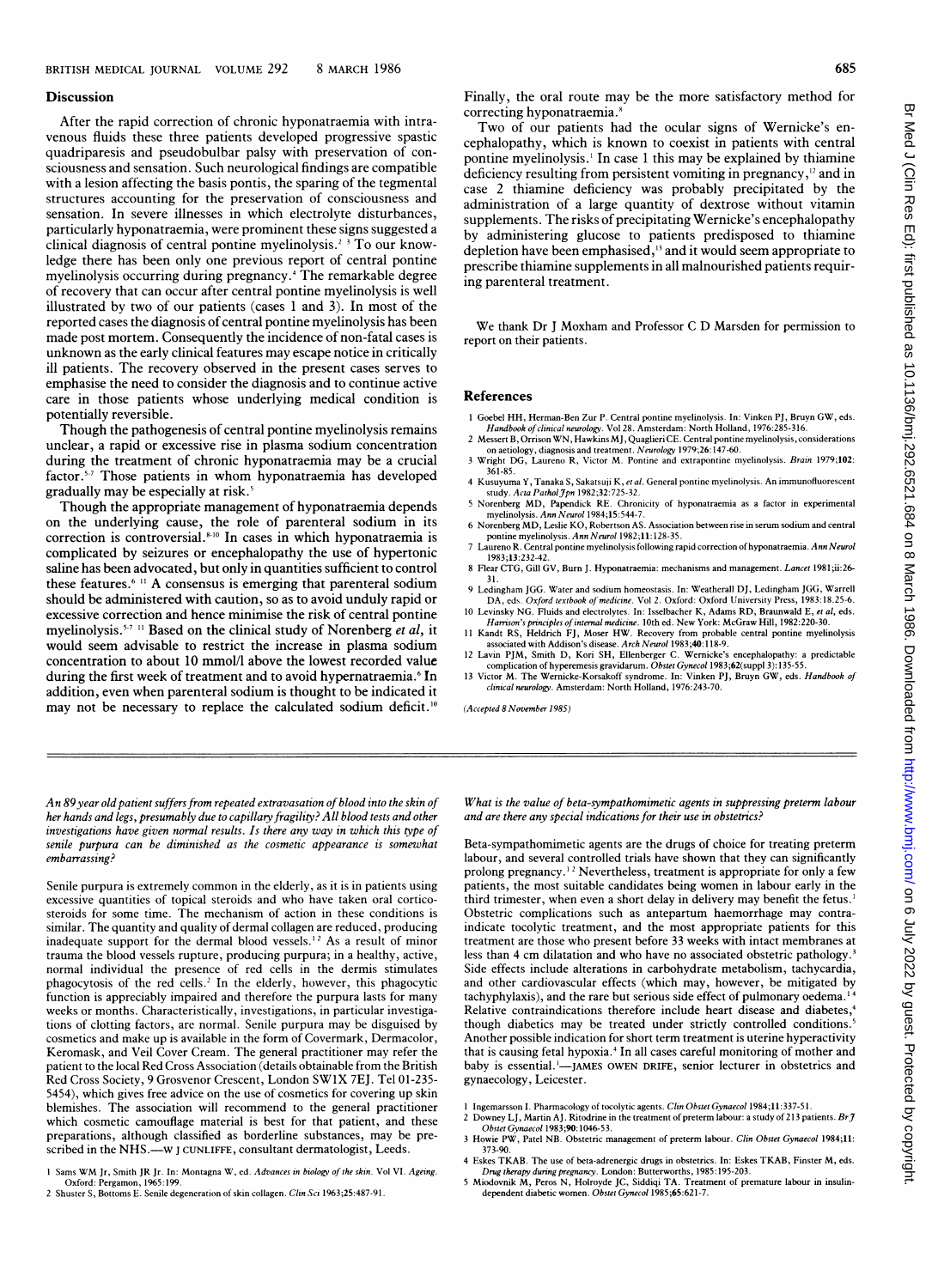## Discussion

After the rapid correction of chronic hyponatraemia with intravenous fluids these three patients developed progressive spastic quadriparesis and pseudobulbar palsy with preservation of consciousness and sensation. Such neurological findings are compatible with a lesion affecting the basis pontis, the sparing of the tegmental structures accounting for the preservation of consciousness and sensation. In severe illnesses in which electrolyte disturbances, particularly hyponatraemia, were prominent these signs suggested a clinical diagnosis of central pontine myelinolysis.[2 3] To our knowledge there has been only one previous report of central pontine myelinolysis occurring during pregnancy.[4] The remarkable degree of recovery that can occur after central pontine myelinolysis is well illustrated by two of our patients (cases 1 and 3). In most of the reported cases the diagnosis of central pontine myelinolysis has been made post mortem. Consequently the incidence of non-fatal cases is unknown as the early clinical features may escape notice in critically ill patients. The recovery observed in the present cases serves to emphasise the need to consider the diagnosis and to continue active care in those patients whose underlying medical condition is potentially reversible.

Though the pathogenesis of central pontine myelinolysis remains unclear, a rapid or excessive rise in plasma sodium concentration during the treatment of chronic hyponatraemia may be a crucial factor.[5-7] Those patients in whom hyponatraemia has developed gradually may be especially at risk.[5]

Though the appropriate management of hyponatraemia depends on the underlying cause, the role of parenteral sodium in its correction is controversial.[8-10] In cases in which hyponatraemia is complicated by seizures or encephalopathy the use of hypertonic saline has been advocated, but only in quantities sufficient to control these features.[6 11] A consensus is emerging that parenteral sodium should be administered with caution, so as to avoid unduly rapid or excessive correction and hence minimise the risk of central pontine myelinolysis.[5-7 11] Based on the clinical study of Norenberg *et al*, it would seem advisable to restrict the increase in plasma sodium concentration to about 10 mmol/l above the lowest recorded value during the first week of treatment and to avoid hypernatraemia.[6] In addition, even when parenteral sodium is thought to be indicated it may not be necessary to replace the calculated sodium deficit.[10] Finally, the oral route may be the more satisfactory method for correcting hyponatraemia.[8]

Two of our patients had the ocular signs of Wernicke's encephalopathy, which is known to coexist in patients with central pontine myelinolysis.[1] In case 1 this may be explained by thiamine deficiency resulting from persistent vomiting in pregnancy,[12] and in case 2 thiamine deficiency was probably precipitated by the administration of a large quantity of dextrose without vitamin supplements. The risks of precipitating Wernicke's encephalopathy by administering glucose to patients predisposed to thiamine depletion have been emphasised,[13] and it would seem appropriate to prescribe thiamine supplements in all malnourished patients requiring parenteral treatment.

We thank Dr J Moxham and Professor C D Marsden for permission to report on their patients.

## References

1 Goebel HH, Herman-Ben Zur P. Central pontine myelinolysis. In: Vinken PJ, Bruyn GW, eds. *Handbook of clinical neurology*. Vol 28. Amsterdam: North Holland, 1976:285-316.
2 Messert B, Orrison WN, Hawkins MJ, Quaglieri CE. Central pontine myelinolysis, considerations on aetiology, diagnosis and treatment. *Neurology* 1979;26:147-60.
3 Wright DG, Laureno R, Victor M. Pontine and extrapontine myelinolysis. *Brain* 1979;102:361-85.
4 Kusuyama Y, Tanaka S, Sakatsuji K, *et al*. General pontine myelinolysis. An immunofluorescent study. *Acta Pathol Jpn* 1982;32:725-32.
5 Norenberg MD, Papendick RE. Chronicity of hyponatraemia as a factor in experimental myelinolysis. *Ann Neurol* 1984;15:544-7.
6 Norenberg MD, Leslie KO, Robertson AS. Association between rise in serum sodium and central pontine myelinolysis. *Ann Neurol* 1982;11:128-35.
7 Laureno R. Central pontine myelinolysis following rapid correction of hyponatraemia. *Ann Neurol* 1983;13:232-42.
8 Flear CTG, Gill GV, Burn J. Hyponatraemia: mechanisms and management. *Lancet* 1981;ii:26-31.
9 Ledingham JGG. Water and sodium homeostasis. In: Weatherall DJ, Ledingham JGG, Warrell DA, eds. *Oxford textbook of medicine*. Vol 2. Oxford: Oxford University Press, 1983:18.25-6.
10 Levinsky NG. Fluids and electrolytes. In: Isselbacher K, Adams RD, Braunwald E, *et al*, eds. *Harrison's principles of internal medicine*. 10th ed. New York: McGraw Hill, 1982:220-30.
11 Kandt RS, Heldrich FJ, Moser HW. Recovery from probable central pontine myelinolysis associated with Addison's disease. *Arch Neurol* 1983;40:118-9.
12 Lavin PJM, Smith D, Kori SH, Ellenberger C. Wernicke's encephalopathy: a predictable complication of hyperemesis gravidarum. *Obstet Gynecol* 1983;62(suppl 3):135-55.
13 Victor M. The Wernicke-Korsakoff syndrome. In: Vinken PJ, Bruyn GW, eds. *Handbook of clinical neurology*. Amsterdam: North Holland, 1976:243-70.

*(Accepted 8 November 1985)*

---

*An 89 year old patient suffers from repeated extravasation of blood into the skin of her hands and legs, presumably due to capillary fragility? All blood tests and other investigations have given normal results. Is there any way in which this type of senile purpura can be diminished as the cosmetic appearance is somewhat embarrassing?*

Senile purpura is extremely common in the elderly, as it is in patients using excessive quantities of topical steroids and who have taken oral corticosteroids for some time. The mechanism of action in these conditions is similar. The quantity and quality of dermal collagen are reduced, producing inadequate support for the dermal blood vessels.[1 2] As a result of minor trauma the blood vessels rupture, producing purpura; in a healthy, active, normal individual the presence of red cells in the dermis stimulates phagocytosis of the red cells.[2] In the elderly, however, this phagocytic function is appreciably impaired and therefore the purpura lasts for many weeks or months. Characteristically, investigations, in particular investigations of clotting factors, are normal. Senile purpura may be disguised by cosmetics and make up is available in the form of Covermark, Dermacolor, Keromask, and Veil Cover Cream. The general practitioner may refer the patient to the local Red Cross Association (details obtainable from the British Red Cross Society, 9 Grosvenor Crescent, London SW1X 7EJ. Tel 01-235-5454), which gives free advice on the use of cosmetics for covering up skin blemishes. The association will recommend to the general practitioner which cosmetic camouflage material is best for that patient, and these preparations, although classified as borderline substances, may be prescribed in the NHS.—W J CUNLIFFE, consultant dermatologist, Leeds.

1 Sams WM Jr, Smith JR Jr. In: Montagna W, ed. *Advances in biology of the skin*. Vol VI. *Ageing*. Oxford: Pergamon, 1965:199.
2 Shuster S, Bottoms E. Senile degeneration of skin collagen. *Clin Sci* 1963;25:487-91.

---

*What is the value of beta-sympathomimetic agents in suppressing preterm labour and are there any special indications for their use in obstetrics?*

Beta-sympathomimetic agents are the drugs of choice for treating preterm labour, and several controlled trials have shown that they can significantly prolong pregnancy.[1 2] Nevertheless, treatment is appropriate for only a few patients, the most suitable candidates being women in labour early in the third trimester, when even a short delay in delivery may benefit the fetus.[1] Obstetric complications such as antepartum haemorrhage may contraindicate tocolytic treatment, and the most appropriate patients for this treatment are those who present before 33 weeks with intact membranes at less than 4 cm dilatation and who have no associated obstetric pathology.[3] Side effects include alterations in carbohydrate metabolism, tachycardia, and other cardiovascular effects (which may, however, be mitigated by tachyphylaxis), and the rare but serious side effect of pulmonary oedema.[1 4] Relative contraindications therefore include heart disease and diabetes,[4] though diabetics may be treated under strictly controlled conditions.[5] Another possible indication for short term treatment is uterine hyperactivity that is causing fetal hypoxia.[4] In all cases careful monitoring of mother and baby is essential.[1]—JAMES OWEN DRIFE, senior lecturer in obstetrics and gynaecology, Leicester.

1 Ingemarsson I. Pharmacology of tocolytic agents. *Clin Obstet Gynaecol* 1984;11:337-51.
2 Downey LJ, Martin AJ. Ritodrine in the treatment of preterm labour: a study of 213 patients. *Br J Obstet Gynaecol* 1983;90:1046-53.
3 Howie PW, Patel NB. Obstetric management of preterm labour. *Clin Obstet Gynaecol* 1984;11:373-90.
4 Eskes TKAB. The use of beta-adrenergic drugs in obstetrics. In: Eskes TKAB, Finster M, eds. *Drug therapy during pregnancy*. London: Butterworths, 1985:195-203.
5 Miodovnik M, Peros N, Holroyde JC, Siddiqi TA. Treatment of premature labour in insulin-dependent diabetic women. *Obstet Gynecol* 1985;65:621-7.